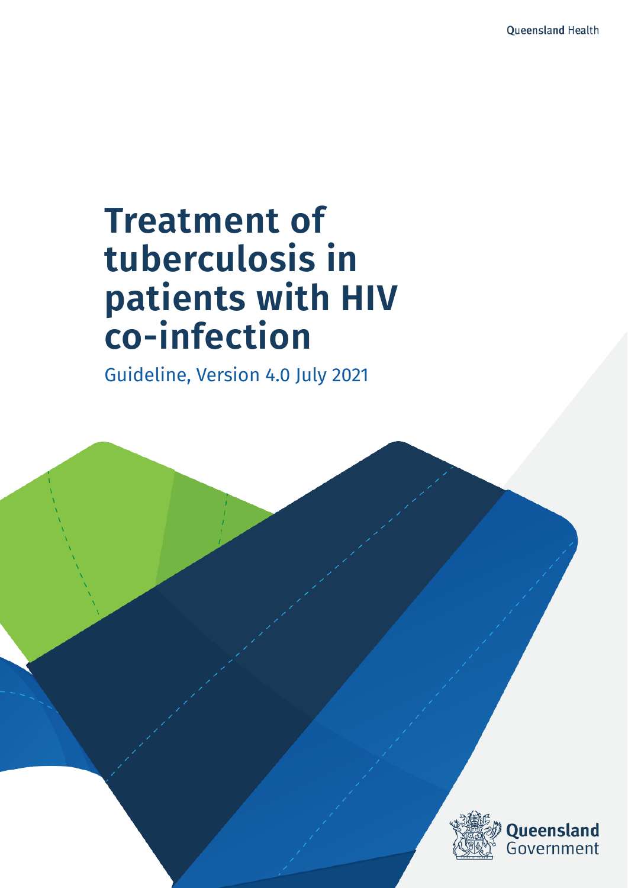Queensland Health

# Treatment of tuberculosis in patients with HIV co-infection

Guideline, Version 4.0 July 2021

Queensland Government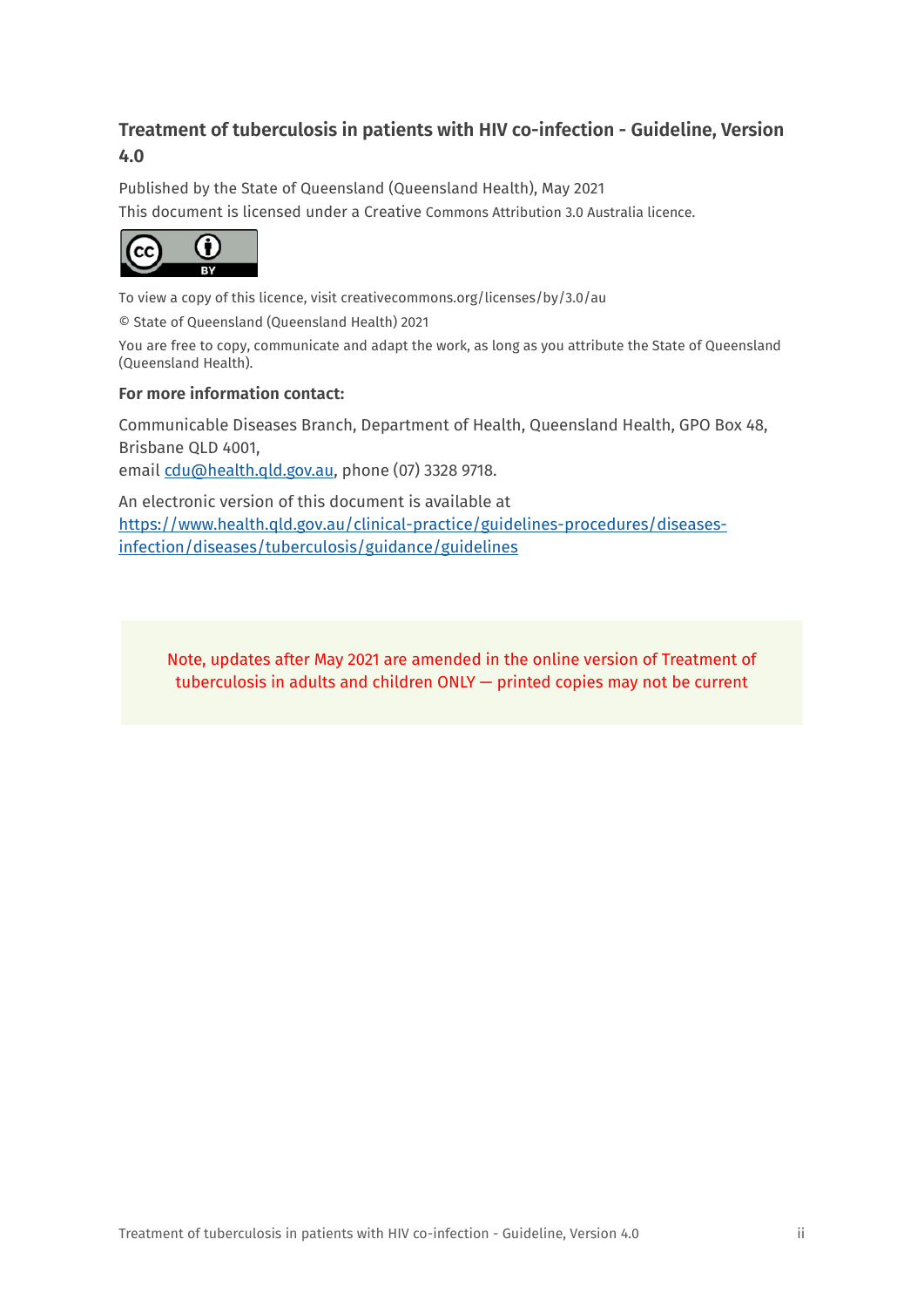**Treatment of tuberculosis in patients with HIV co-infection - Guideline, Version 4.0**

Published by the State of Queensland (Queensland Health), May 2021

This document is licensed under a Creative Commons Attribution 3.0 Australia licence.

To view a copy of this licence, visit creativecommons.org/licenses/by/3.0/au

© State of Queensland (Queensland Health) 2021

You are free to copy, communicate and adapt the work, as long as you attribute the State of Queensland (Queensland Health).

**For more information contact:**

Communicable Diseases Branch, Department of Health, Queensland Health, GPO Box 48, Brisbane QLD 4001,
email cdu@health.qld.gov.au, phone (07) 3328 9718.

An electronic version of this document is available at https://www.health.qld.gov.au/clinical-practice/guidelines-procedures/diseases-infection/diseases/tuberculosis/guidance/guidelines

Note, updates after May 2021 are amended in the online version of Treatment of tuberculosis in adults and children ONLY — printed copies may not be current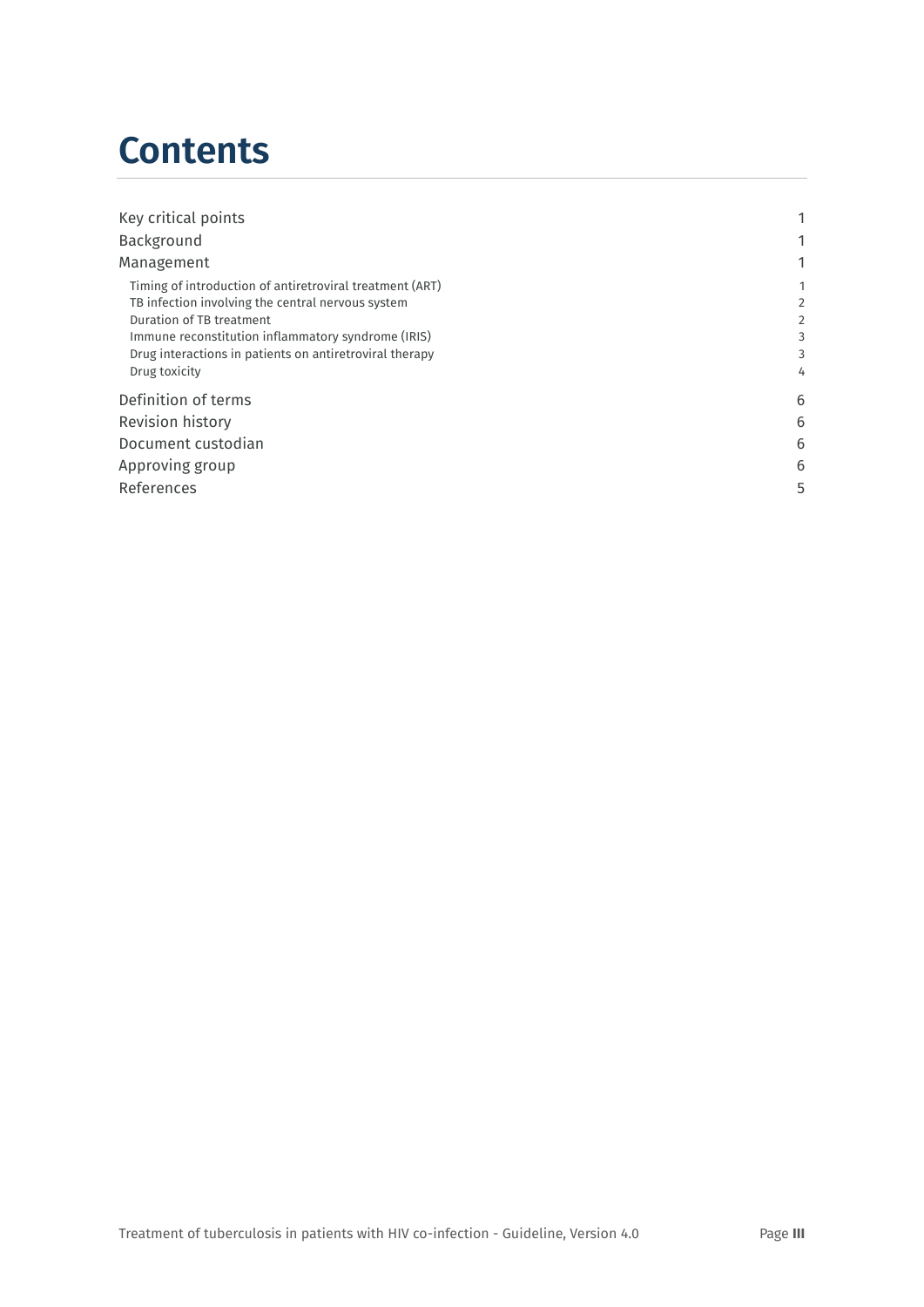# Contents

| | |
|---|---|
| Key critical points | 1 |
| Background | 1 |
| Management | 1 |
| Timing of introduction of antiretroviral treatment (ART) | 1 |
| TB infection involving the central nervous system | 2 |
| Duration of TB treatment | 2 |
| Immune reconstitution inflammatory syndrome (IRIS) | 3 |
| Drug interactions in patients on antiretroviral therapy | 3 |
| Drug toxicity | 4 |
| Definition of terms | 6 |
| Revision history | 6 |
| Document custodian | 6 |
| Approving group | 6 |
| References | 5 |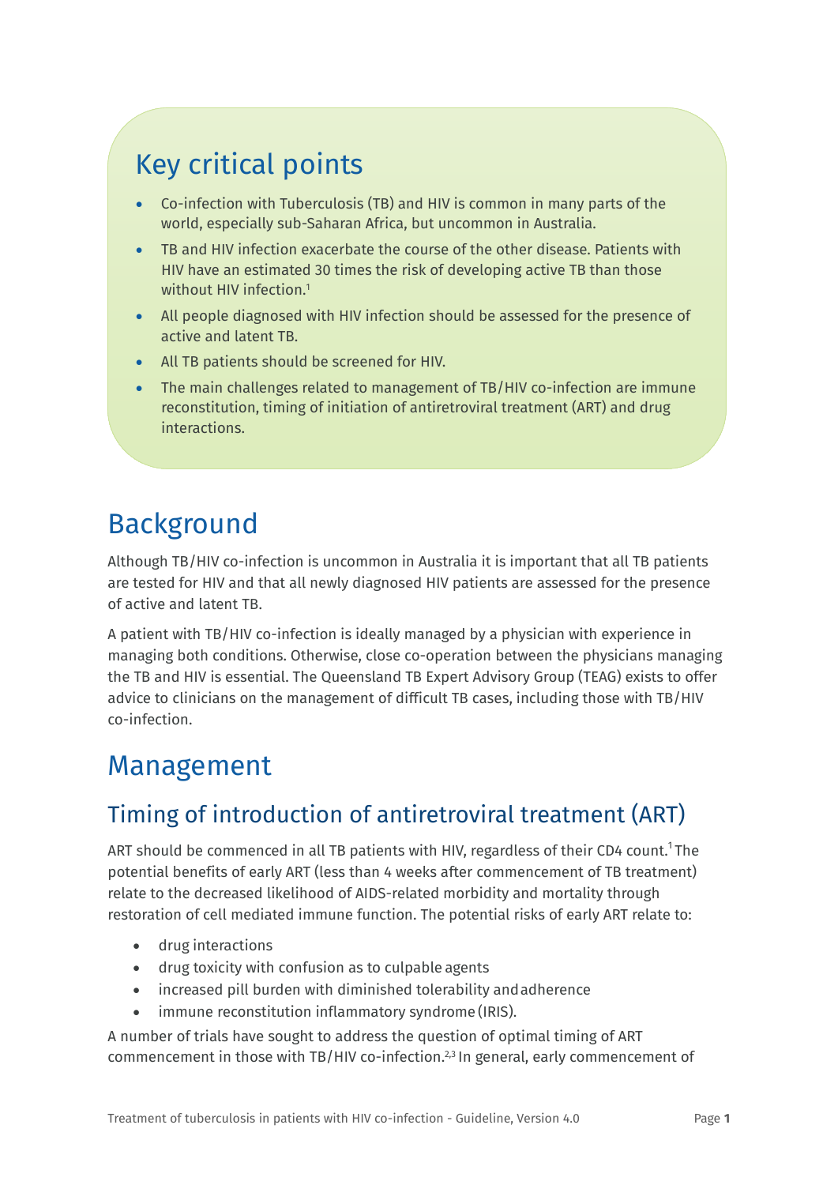## Key critical points

- Co-infection with Tuberculosis (TB) and HIV is common in many parts of the world, especially sub-Saharan Africa, but uncommon in Australia.
- TB and HIV infection exacerbate the course of the other disease. Patients with HIV have an estimated 30 times the risk of developing active TB than those without HIV infection.[1]
- All people diagnosed with HIV infection should be assessed for the presence of active and latent TB.
- All TB patients should be screened for HIV.
- The main challenges related to management of TB/HIV co-infection are immune reconstitution, timing of initiation of antiretroviral treatment (ART) and drug interactions.

# Background

Although TB/HIV co-infection is uncommon in Australia it is important that all TB patients are tested for HIV and that all newly diagnosed HIV patients are assessed for the presence of active and latent TB.

A patient with TB/HIV co-infection is ideally managed by a physician with experience in managing both conditions. Otherwise, close co-operation between the physicians managing the TB and HIV is essential. The Queensland TB Expert Advisory Group (TEAG) exists to offer advice to clinicians on the management of difficult TB cases, including those with TB/HIV co-infection.

# Management

## Timing of introduction of antiretroviral treatment (ART)

ART should be commenced in all TB patients with HIV, regardless of their CD4 count.[1] The potential benefits of early ART (less than 4 weeks after commencement of TB treatment) relate to the decreased likelihood of AIDS-related morbidity and mortality through restoration of cell mediated immune function. The potential risks of early ART relate to:

- drug interactions
- drug toxicity with confusion as to culpable agents
- increased pill burden with diminished tolerability and adherence
- immune reconstitution inflammatory syndrome (IRIS).

A number of trials have sought to address the question of optimal timing of ART commencement in those with TB/HIV co-infection.[2,3] In general, early commencement of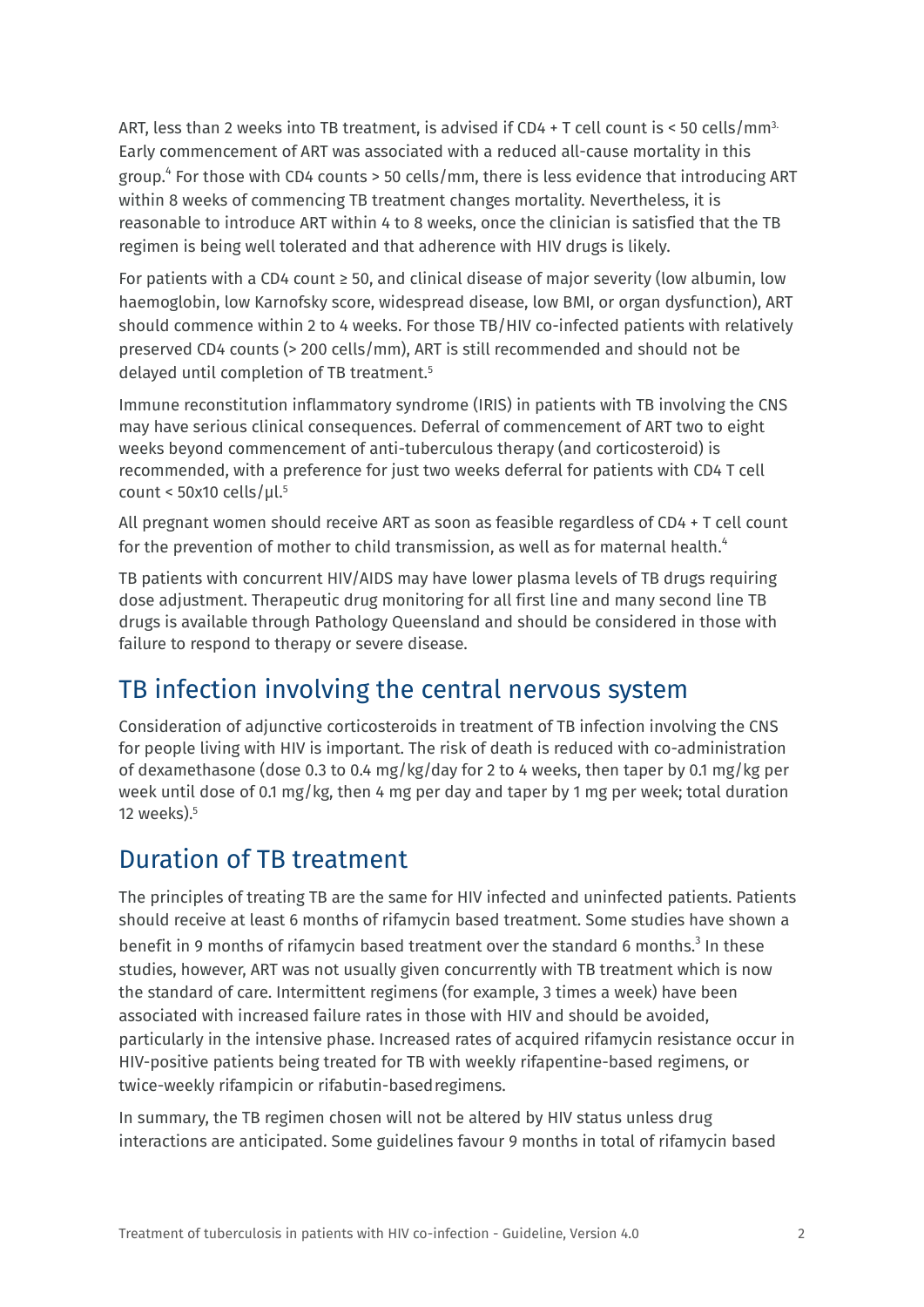ART, less than 2 weeks into TB treatment, is advised if CD4 + T cell count is < 50 cells/mm[3].

Early commencement of ART was associated with a reduced all-cause mortality in this group.[4] For those with CD4 counts > 50 cells/mm, there is less evidence that introducing ART within 8 weeks of commencing TB treatment changes mortality. Nevertheless, it is reasonable to introduce ART within 4 to 8 weeks, once the clinician is satisfied that the TB regimen is being well tolerated and that adherence with HIV drugs is likely.

For patients with a CD4 count ≥ 50, and clinical disease of major severity (low albumin, low haemoglobin, low Karnofsky score, widespread disease, low BMI, or organ dysfunction), ART should commence within 2 to 4 weeks. For those TB/HIV co-infected patients with relatively preserved CD4 counts (> 200 cells/mm), ART is still recommended and should not be delayed until completion of TB treatment.[5]

Immune reconstitution inflammatory syndrome (IRIS) in patients with TB involving the CNS may have serious clinical consequences. Deferral of commencement of ART two to eight weeks beyond commencement of anti-tuberculous therapy (and corticosteroid) is recommended, with a preference for just two weeks deferral for patients with CD4 T cell count < 50x10 cells/µl.[5]

All pregnant women should receive ART as soon as feasible regardless of CD4 + T cell count for the prevention of mother to child transmission, as well as for maternal health.[4]

TB patients with concurrent HIV/AIDS may have lower plasma levels of TB drugs requiring dose adjustment. Therapeutic drug monitoring for all first line and many second line TB drugs is available through Pathology Queensland and should be considered in those with failure to respond to therapy or severe disease.

## TB infection involving the central nervous system

Consideration of adjunctive corticosteroids in treatment of TB infection involving the CNS for people living with HIV is important. The risk of death is reduced with co-administration of dexamethasone (dose 0.3 to 0.4 mg/kg/day for 2 to 4 weeks, then taper by 0.1 mg/kg per week until dose of 0.1 mg/kg, then 4 mg per day and taper by 1 mg per week; total duration 12 weeks).[5]

## Duration of TB treatment

The principles of treating TB are the same for HIV infected and uninfected patients. Patients should receive at least 6 months of rifamycin based treatment. Some studies have shown a benefit in 9 months of rifamycin based treatment over the standard 6 months.[3] In these studies, however, ART was not usually given concurrently with TB treatment which is now the standard of care. Intermittent regimens (for example, 3 times a week) have been associated with increased failure rates in those with HIV and should be avoided, particularly in the intensive phase. Increased rates of acquired rifamycin resistance occur in HIV-positive patients being treated for TB with weekly rifapentine-based regimens, or twice-weekly rifampicin or rifabutin-based regimens.

In summary, the TB regimen chosen will not be altered by HIV status unless drug interactions are anticipated. Some guidelines favour 9 months in total of rifamycin based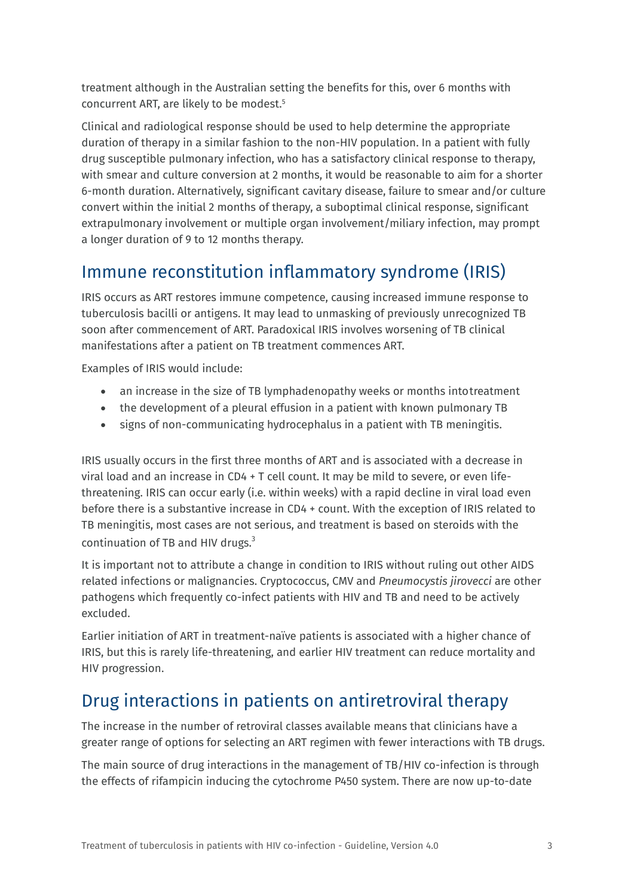treatment although in the Australian setting the benefits for this, over 6 months with concurrent ART, are likely to be modest.[5]

Clinical and radiological response should be used to help determine the appropriate duration of therapy in a similar fashion to the non-HIV population. In a patient with fully drug susceptible pulmonary infection, who has a satisfactory clinical response to therapy, with smear and culture conversion at 2 months, it would be reasonable to aim for a shorter 6-month duration. Alternatively, significant cavitary disease, failure to smear and/or culture convert within the initial 2 months of therapy, a suboptimal clinical response, significant extrapulmonary involvement or multiple organ involvement/miliary infection, may prompt a longer duration of 9 to 12 months therapy.

## Immune reconstitution inflammatory syndrome (IRIS)

IRIS occurs as ART restores immune competence, causing increased immune response to tuberculosis bacilli or antigens. It may lead to unmasking of previously unrecognized TB soon after commencement of ART. Paradoxical IRIS involves worsening of TB clinical manifestations after a patient on TB treatment commences ART.

Examples of IRIS would include:

- an increase in the size of TB lymphadenopathy weeks or months intotreatment
- the development of a pleural effusion in a patient with known pulmonary TB
- signs of non-communicating hydrocephalus in a patient with TB meningitis.

IRIS usually occurs in the first three months of ART and is associated with a decrease in viral load and an increase in CD4 + T cell count. It may be mild to severe, or even life-threatening. IRIS can occur early (i.e. within weeks) with a rapid decline in viral load even before there is a substantive increase in CD4 + count. With the exception of IRIS related to TB meningitis, most cases are not serious, and treatment is based on steroids with the continuation of TB and HIV drugs.[3]

It is important not to attribute a change in condition to IRIS without ruling out other AIDS related infections or malignancies. Cryptococcus, CMV and *Pneumocystis jirovecci* are other pathogens which frequently co-infect patients with HIV and TB and need to be actively excluded.

Earlier initiation of ART in treatment-naïve patients is associated with a higher chance of IRIS, but this is rarely life-threatening, and earlier HIV treatment can reduce mortality and HIV progression.

## Drug interactions in patients on antiretroviral therapy

The increase in the number of retroviral classes available means that clinicians have a greater range of options for selecting an ART regimen with fewer interactions with TB drugs.

The main source of drug interactions in the management of TB/HIV co-infection is through the effects of rifampicin inducing the cytochrome P450 system. There are now up-to-date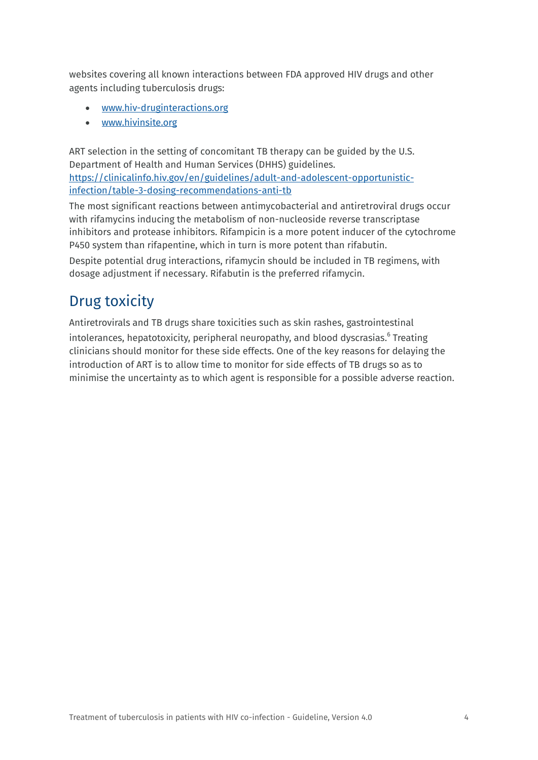websites covering all known interactions between FDA approved HIV drugs and other agents including tuberculosis drugs:

- [www.hiv-druginteractions.org](http://www.hiv-druginteractions.org)
- [www.hivinsite.org](http://www.hivinsite.org)

ART selection in the setting of concomitant TB therapy can be guided by the U.S. Department of Health and Human Services (DHHS) guidelines. [https://clinicalinfo.hiv.gov/en/guidelines/adult-and-adolescent-opportunistic-infection/table-3-dosing-recommendations-anti-tb](https://clinicalinfo.hiv.gov/en/guidelines/adult-and-adolescent-opportunistic-infection/table-3-dosing-recommendations-anti-tb)

The most significant reactions between antimycobacterial and antiretroviral drugs occur with rifamycins inducing the metabolism of non-nucleoside reverse transcriptase inhibitors and protease inhibitors. Rifampicin is a more potent inducer of the cytochrome P450 system than rifapentine, which in turn is more potent than rifabutin.

Despite potential drug interactions, rifamycin should be included in TB regimens, with dosage adjustment if necessary. Rifabutin is the preferred rifamycin.

## Drug toxicity

Antiretrovirals and TB drugs share toxicities such as skin rashes, gastrointestinal intolerances, hepatotoxicity, peripheral neuropathy, and blood dyscrasias.[6] Treating clinicians should monitor for these side effects. One of the key reasons for delaying the introduction of ART is to allow time to monitor for side effects of TB drugs so as to minimise the uncertainty as to which agent is responsible for a possible adverse reaction.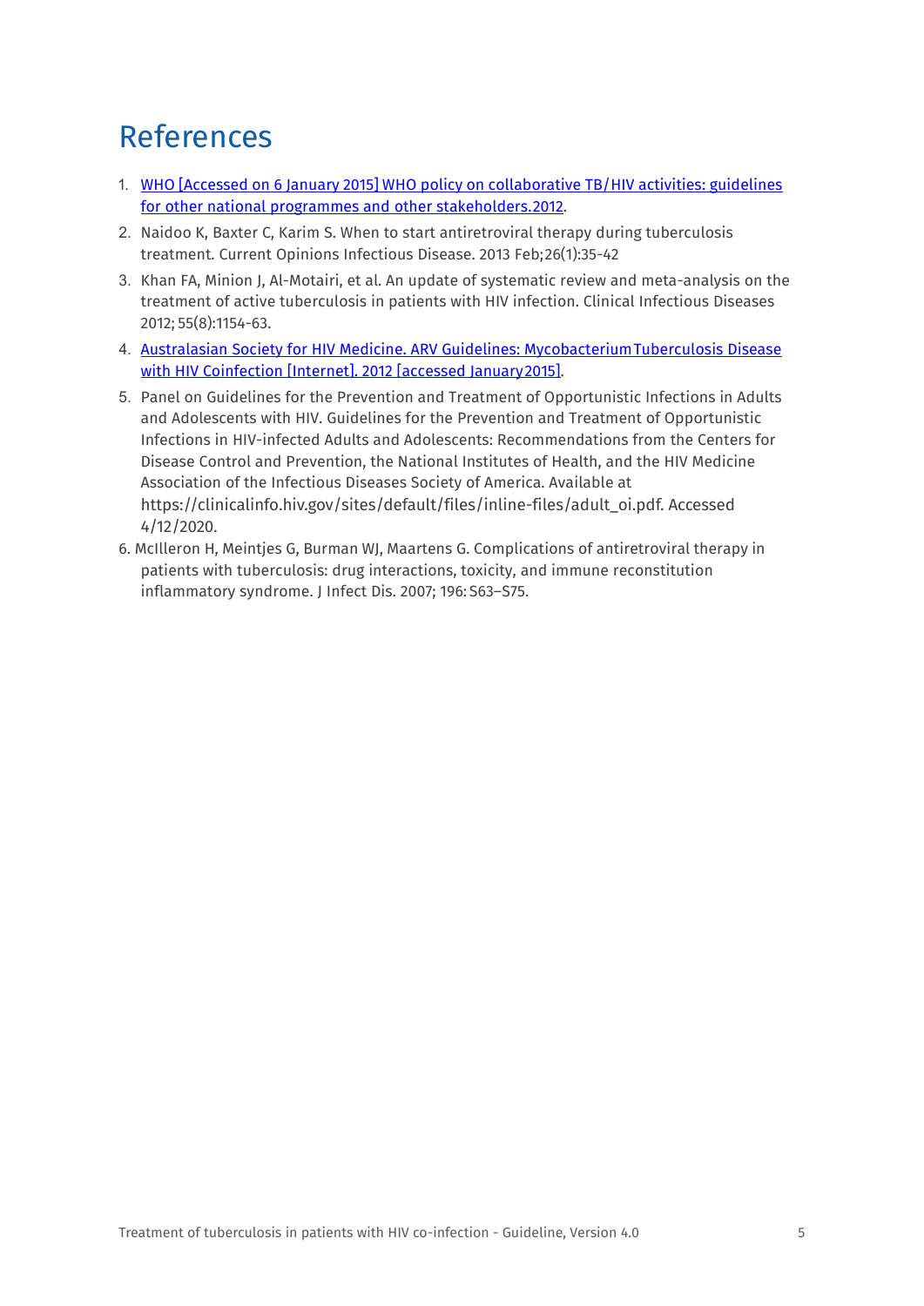# References

1. [WHO [Accessed on 6 January 2015] WHO policy on collaborative TB/HIV activities: guidelines for other national programmes and other stakeholders.2012](#).
2. Naidoo K, Baxter C, Karim S. When to start antiretroviral therapy during tuberculosis treatment. Current Opinions Infectious Disease. 2013 Feb;26(1):35-42
3. Khan FA, Minion J, Al-Motairi, et al. An update of systematic review and meta-analysis on the treatment of active tuberculosis in patients with HIV infection. Clinical Infectious Diseases 2012; 55(8):1154-63.
4. [Australasian Society for HIV Medicine. ARV Guidelines: Mycobacterium Tuberculosis Disease with HIV Coinfection [Internet]. 2012 [accessed January 2015]](#).
5. Panel on Guidelines for the Prevention and Treatment of Opportunistic Infections in Adults and Adolescents with HIV. Guidelines for the Prevention and Treatment of Opportunistic Infections in HIV-infected Adults and Adolescents: Recommendations from the Centers for Disease Control and Prevention, the National Institutes of Health, and the HIV Medicine Association of the Infectious Diseases Society of America. Available at https://clinicalinfo.hiv.gov/sites/default/files/inline-files/adult_oi.pdf. Accessed 4/12/2020.
6. McIlleron H, Meintjes G, Burman WJ, Maartens G. Complications of antiretroviral therapy in patients with tuberculosis: drug interactions, toxicity, and immune reconstitution inflammatory syndrome. J Infect Dis. 2007; 196: S63–S75.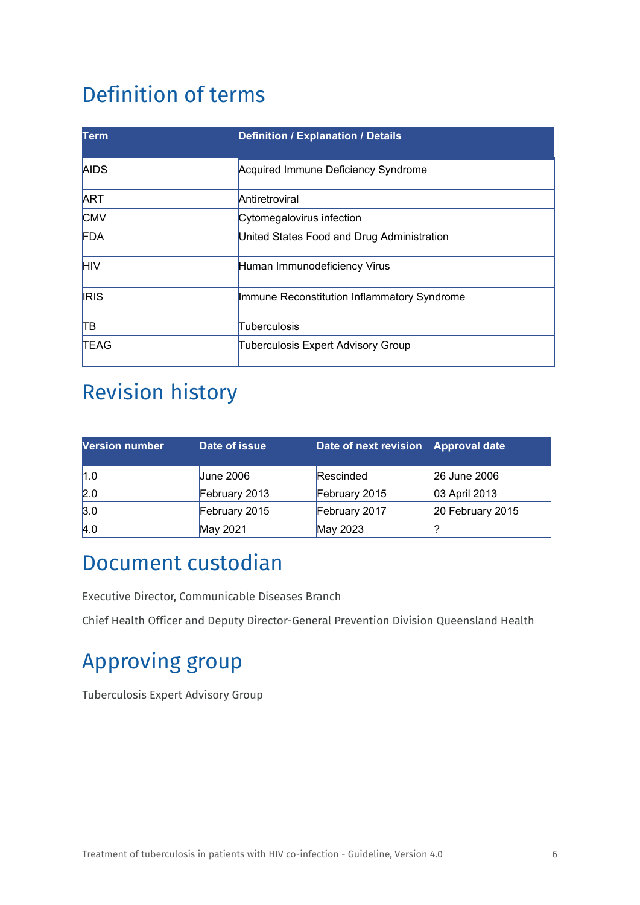# Definition of terms

| Term | Definition / Explanation / Details |
|---|---|
| AIDS | Acquired Immune Deficiency Syndrome |
| ART | Antiretroviral |
| CMV | Cytomegalovirus infection |
| FDA | United States Food and Drug Administration |
| HIV | Human Immunodeficiency Virus |
| IRIS | Immune Reconstitution Inflammatory Syndrome |
| TB | Tuberculosis |
| TEAG | Tuberculosis Expert Advisory Group |

# Revision history

| Version number | Date of issue | Date of next revision | Approval date |
|---|---|---|---|
| 1.0 | June 2006 | Rescinded | 26 June 2006 |
| 2.0 | February 2013 | February 2015 | 03 April 2013 |
| 3.0 | February 2015 | February 2017 | 20 February 2015 |
| 4.0 | May 2021 | May 2023 | ? |

# Document custodian

Executive Director, Communicable Diseases Branch

Chief Health Officer and Deputy Director-General Prevention Division Queensland Health

# Approving group

Tuberculosis Expert Advisory Group